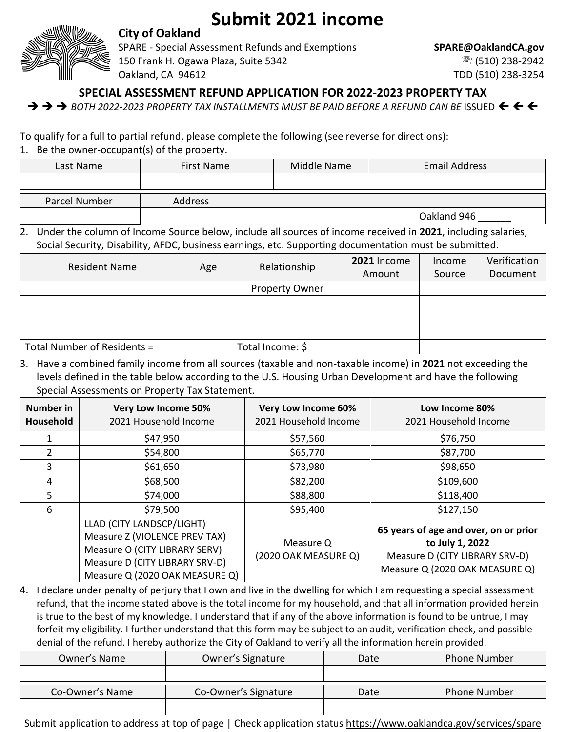# Submit 2021 income

**City of Oakland**
SPARE - Special Assessment Refunds and Exemptions
150 Frank H. Ogawa Plaza, Suite 5342
Oakland, CA 94612

**SPARE@OaklandCA.gov**
☏ (510) 238-2942
TDD (510) 238-3254

## SPECIAL ASSESSMENT <u>REFUND</u> APPLICATION FOR 2022-2023 PROPERTY TAX

➔ ➔ ➔ *BOTH 2022-2023 PROPERTY TAX INSTALLMENTS MUST BE PAID BEFORE A REFUND CAN BE* ISSUED 🡸 🡸 🡸

To qualify for a full to partial refund, please complete the following (see reverse for directions):

1. Be the owner-occupant(s) of the property.

| Last Name | First Name | Middle Name | Email Address |
|---|---|---|---|
| | | | |

| Parcel Number | Address |
|---|---|
| | Oakland 946 ______ |

2. Under the column of Income Source below, include all sources of income received in **2021**, including salaries, Social Security, Disability, AFDC, business earnings, etc. Supporting documentation must be submitted.

| Resident Name | Age | Relationship | **2021** Income Amount | Income Source | Verification Document |
|---|---|---|---|---|---|
| | | Property Owner | | | |
| | | | | | |
| | | | | | |
| | | | | | |
| Total Number of Residents = | | Total Income: $ | | | |

3. Have a combined family income from all sources (taxable and non-taxable income) in **2021** not exceeding the levels defined in the table below according to the U.S. Housing Urban Development and have the following Special Assessments on Property Tax Statement.

| **Number in Household** | **Very Low Income 50%** 2021 Household Income | **Very Low Income 60%** 2021 Household Income | **Low Income 80%** 2021 Household Income |
|---|---|---|---|
| 1 | $47,950 | $57,560 | $76,750 |
| 2 | $54,800 | $65,770 | $87,700 |
| 3 | $61,650 | $73,980 | $98,650 |
| 4 | $68,500 | $82,200 | $109,600 |
| 5 | $74,000 | $88,800 | $118,400 |
| 6 | $79,500 | $95,400 | $127,150 |
| | LLAD (CITY LANDSCP/LIGHT)<br>Measure Z (VIOLENCE PREV TAX)<br>Measure O (CITY LIBRARY SERV)<br>Measure D (CITY LIBRARY SRV-D)<br>Measure Q (2020 OAK MEASURE Q) | Measure Q<br>(2020 OAK MEASURE Q) | **65 years of age and over, on or prior to July 1, 2022**<br>Measure D (CITY LIBRARY SRV-D)<br>Measure Q (2020 OAK MEASURE Q) |

4. I declare under penalty of perjury that I own and live in the dwelling for which I am requesting a special assessment refund, that the income stated above is the total income for my household, and that all information provided herein is true to the best of my knowledge. I understand that if any of the above information is found to be untrue, I may forfeit my eligibility. I further understand that this form may be subject to an audit, verification check, and possible denial of the refund. I hereby authorize the City of Oakland to verify all the information herein provided.

| Owner's Name | Owner's Signature | Date | Phone Number |
|---|---|---|---|
| | | | |

| Co-Owner's Name | Co-Owner's Signature | Date | Phone Number |
|---|---|---|---|
| | | | |

Submit application to address at top of page | Check application status https://www.oaklandca.gov/services/spare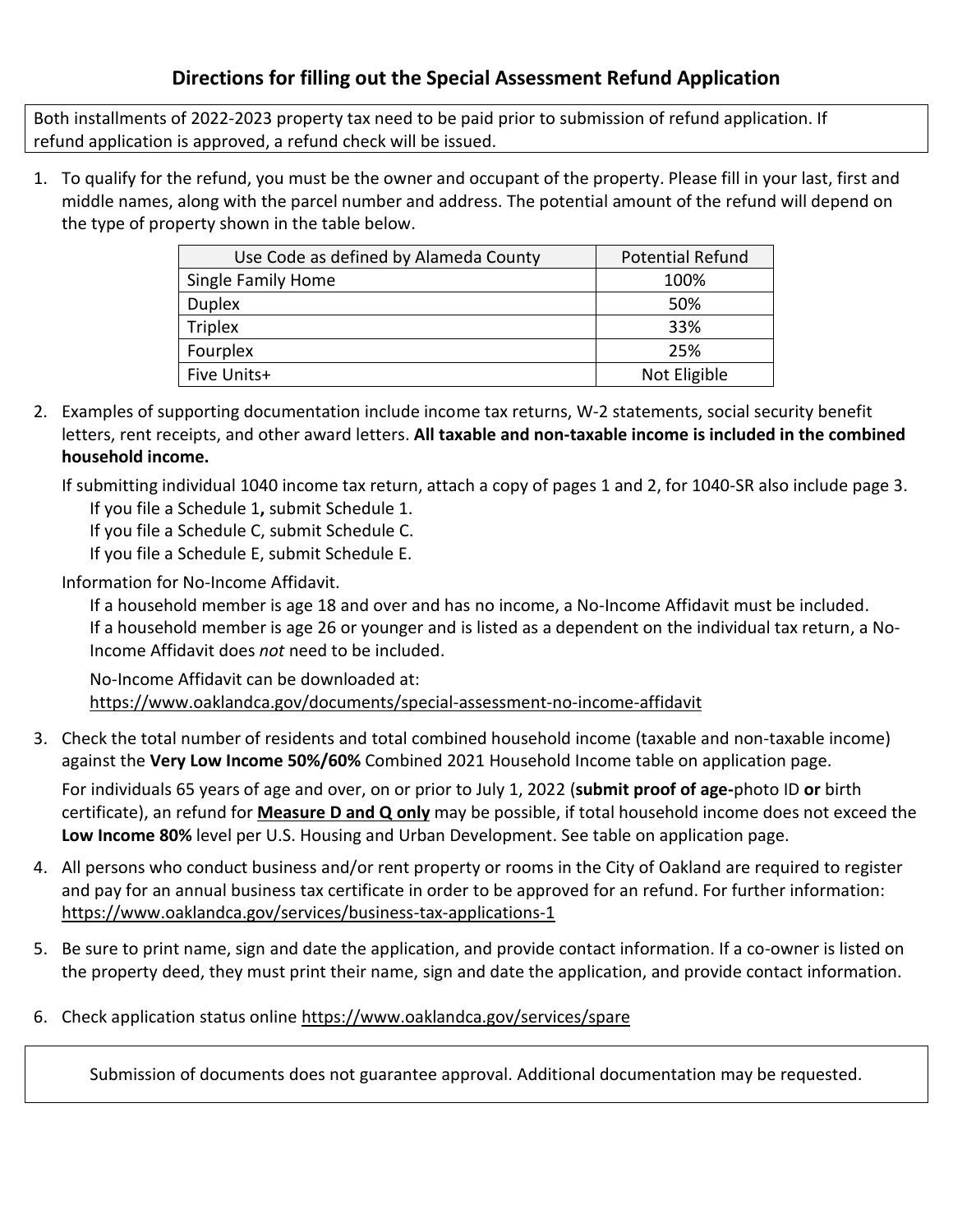## Directions for filling out the Special Assessment Refund Application

Both installments of 2022-2023 property tax need to be paid prior to submission of refund application. If refund application is approved, a refund check will be issued.

1. To qualify for the refund, you must be the owner and occupant of the property. Please fill in your last, first and middle names, along with the parcel number and address. The potential amount of the refund will depend on the type of property shown in the table below.

| Use Code as defined by Alameda County | Potential Refund |
|---|---|
| Single Family Home | 100% |
| Duplex | 50% |
| Triplex | 33% |
| Fourplex | 25% |
| Five Units+ | Not Eligible |

2. Examples of supporting documentation include income tax returns, W-2 statements, social security benefit letters, rent receipts, and other award letters. **All taxable and non-taxable income is included in the combined household income.**

   If submitting individual 1040 income tax return, attach a copy of pages 1 and 2, for 1040-SR also include page 3.
   - If you file a Schedule 1**,** submit Schedule 1.
   - If you file a Schedule C, submit Schedule C.
   - If you file a Schedule E, submit Schedule E.

   Information for No-Income Affidavit.
   - If a household member is age 18 and over and has no income, a No-Income Affidavit must be included.
   - If a household member is age 26 or younger and is listed as a dependent on the individual tax return, a No-Income Affidavit does *not* need to be included.

   No-Income Affidavit can be downloaded at:
   https://www.oaklandca.gov/documents/special-assessment-no-income-affidavit

3. Check the total number of residents and total combined household income (taxable and non-taxable income) against the **Very Low Income 50%/60%** Combined 2021 Household Income table on application page.

   For individuals 65 years of age and over, on or prior to July 1, 2022 (**submit proof of age-**photo ID **or** birth certificate), an refund for **Measure D and Q only** may be possible, if total household income does not exceed the **Low Income 80%** level per U.S. Housing and Urban Development. See table on application page.

4. All persons who conduct business and/or rent property or rooms in the City of Oakland are required to register and pay for an annual business tax certificate in order to be approved for an refund. For further information: https://www.oaklandca.gov/services/business-tax-applications-1

5. Be sure to print name, sign and date the application, and provide contact information. If a co-owner is listed on the property deed, they must print their name, sign and date the application, and provide contact information.

6. Check application status online https://www.oaklandca.gov/services/spare

Submission of documents does not guarantee approval. Additional documentation may be requested.